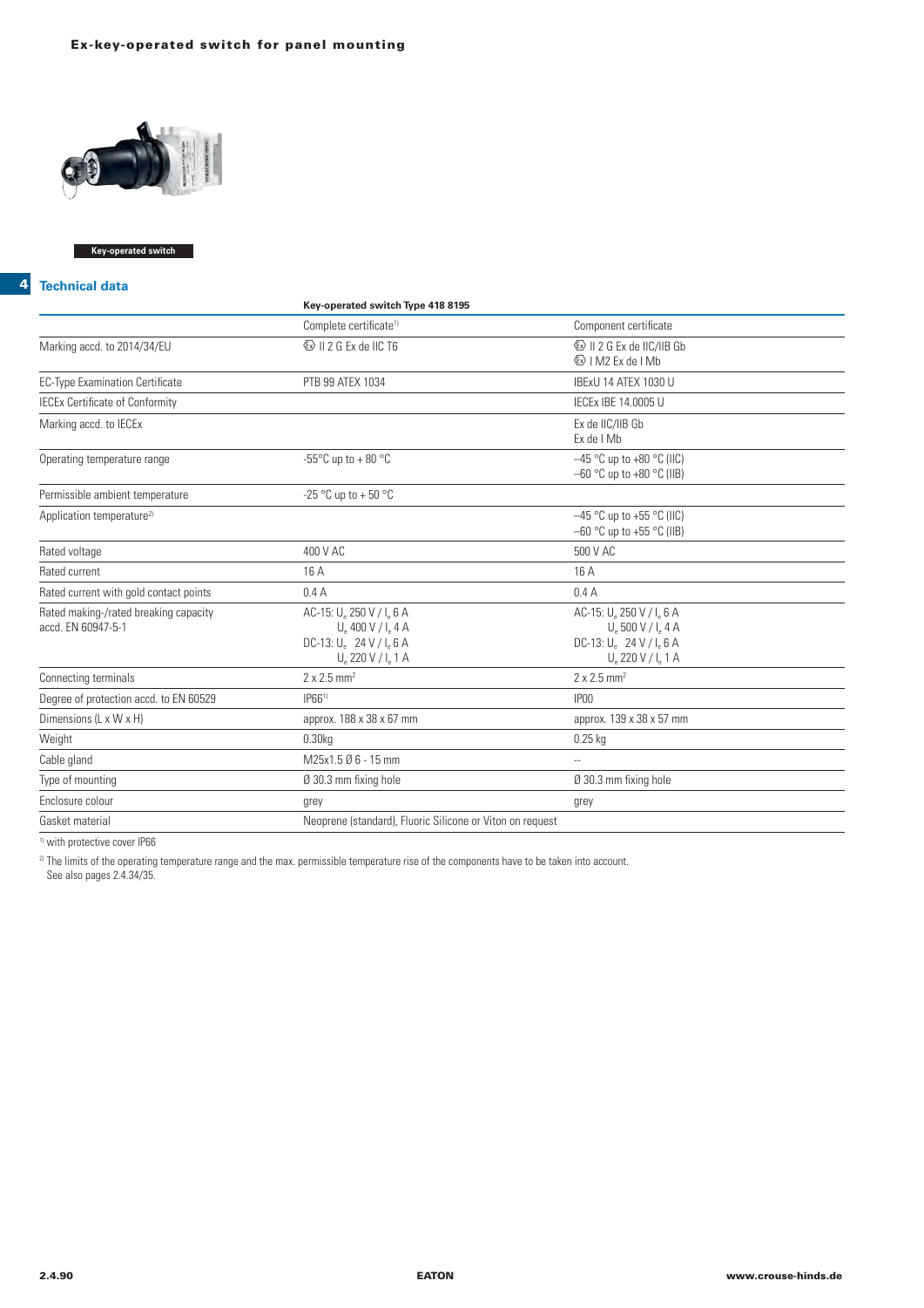# Ex-key-operated switch for panel mounting

Key-operated switch

## 4 Technical data

| | Key-operated switch Type 418 8195 | |
|---|---|---|
| | Complete certificate[1] | Component certificate |
| Marking accd. to 2014/34/EU | ⟨Ex⟩ II 2 G Ex de IIC T6 | ⟨Ex⟩ II 2 G Ex de IIC/IIB Gb<br>⟨Ex⟩ I M2 Ex de I Mb |
| EC-Type Examination Certificate | PTB 99 ATEX 1034 | IBExU 14 ATEX 1030 U |
| IECEx Certificate of Conformity | | IECEx IBE 14.0005 U |
| Marking accd. to IECEx | | Ex de IIC/IIB Gb<br>Ex de I Mb |
| Operating temperature range | -55°C up to + 80 °C | –45 °C up to +80 °C (IIC)<br>–60 °C up to +80 °C (IIB) |
| Permissible ambient temperature | -25 °C up to + 50 °C | |
| Application temperature[2] | | –45 °C up to +55 °C (IIC)<br>–60 °C up to +55 °C (IIB) |
| Rated voltage | 400 V AC | 500 V AC |
| Rated current | 16 A | 16 A |
| Rated current with gold contact points | 0.4 A | 0.4 A |
| Rated making-/rated breaking capacity accd. EN 60947-5-1 | AC-15: $U_e$ 250 V / $I_e$ 6 A<br>$U_e$ 400 V / $I_e$ 4 A<br>DC-13: $U_e$ 24 V / $I_e$ 6 A<br>$U_e$ 220 V / $I_e$ 1 A | AC-15: $U_e$ 250 V / $I_e$ 6 A<br>$U_e$ 500 V / $I_e$ 4 A<br>DC-13: $U_e$ 24 V / $I_e$ 6 A<br>$U_e$ 220 V / $I_e$ 1 A |
| Connecting terminals | 2 x 2.5 $mm^2$ | 2 x 2.5 $mm^2$ |
| Degree of protection accd. to EN 60529 | IP66[1] | IP00 |
| Dimensions (L x W x H) | approx. 188 x 38 x 67 mm | approx. 139 x 38 x 57 mm |
| Weight | 0.30kg | 0.25 kg |
| Cable gland | M25x1.5 Ø 6 - 15 mm | -- |
| Type of mounting | Ø 30.3 mm fixing hole | Ø 30.3 mm fixing hole |
| Enclosure colour | grey | grey |
| Gasket material | Neoprene (standard), Fluoric Silicone or Viton on request | |

[1] with protective cover IP66

[2] The limits of the operating temperature range and the max. permissible temperature rise of the components have to be taken into account. See also pages 2.4.34/35.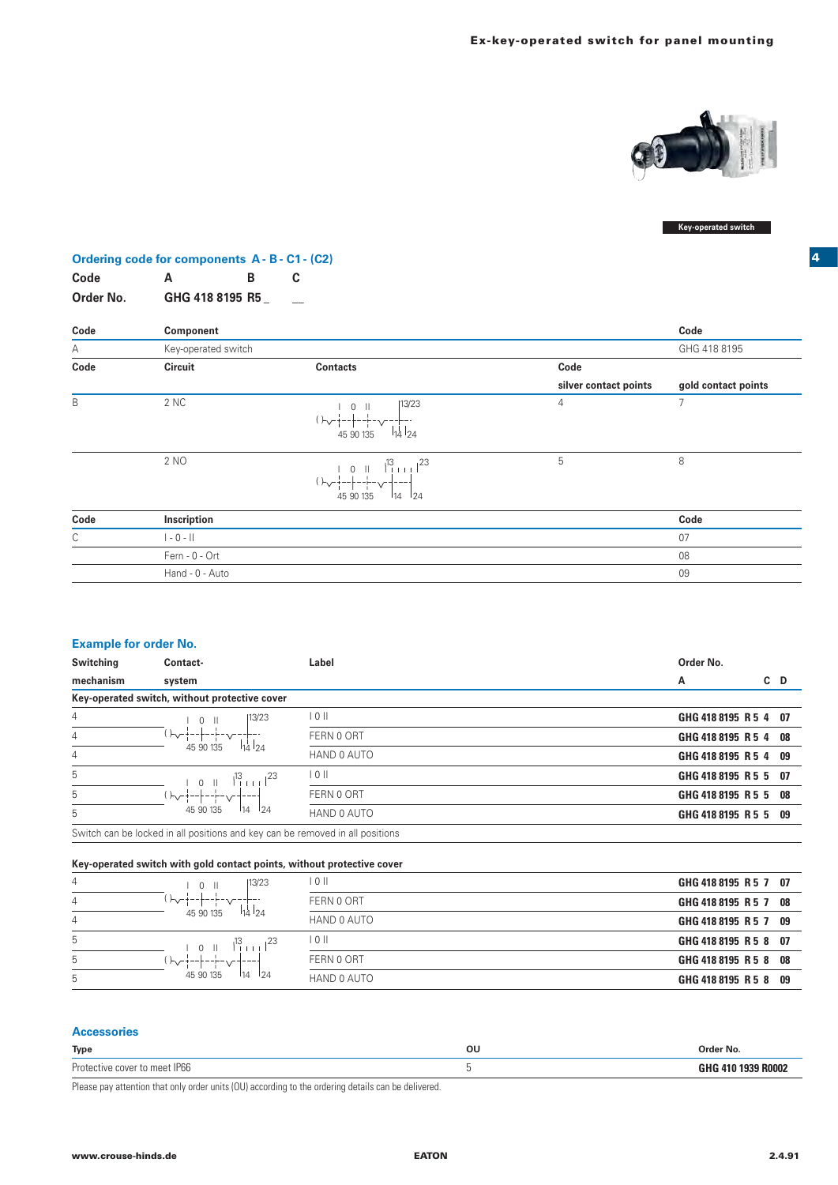Key-operated switch

## Ordering code for components A - B - C1 - (C2)

| Code | A | B | C |
|---|---|---|---|
| Order No. | GHG 418 8195 R5 _ | | __ |

| Code | Component | | | Code |
|---|---|---|---|---|
| A | Key-operated switch | | | GHG 418 8195 |
| **Code** | **Circuit** | **Contacts** | **Code silver contact points** | **gold contact points** |
| B | 2 NC | I 0 II 45 90 135 13/23 14 24 | 4 | 7 |
| | 2 NO | I 0 II 45 90 135 13 14 23 24 | 5 | 8 |
| **Code** | **Inscription** | | | **Code** |
| C | I - 0 - II | | | 07 |
| | Fern - 0 - Ort | | | 08 |
| | Hand - 0 - Auto | | | 09 |

## Example for order No.

| Switching mechanism | Contact-system | Label | Order No. A | C D |
|---|---|---|---|---|
| **Key-operated switch, without protective cover** | | | | |
| 4 | I 0 II 45 90 135 13/23 14 24 | I 0 II | GHG 418 8195 R 5 4 | 07 |
| 4 | | FERN 0 ORT | GHG 418 8195 R 5 4 | 08 |
| 4 | | HAND 0 AUTO | GHG 418 8195 R 5 4 | 09 |
| 5 | I 0 II 45 90 135 13 14 23 24 | I 0 II | GHG 418 8195 R 5 5 | 07 |
| 5 | | FERN 0 ORT | GHG 418 8195 R 5 5 | 08 |
| 5 | | HAND 0 AUTO | GHG 418 8195 R 5 5 | 09 |

Switch can be locked in all positions and key can be removed in all positions

| Switching mechanism | Contact-system | Label | Order No. A | C D |
|---|---|---|---|---|
| **Key-operated switch with gold contact points, without protective cover** | | | | |
| 4 | I 0 II 45 90 135 13/23 14 24 | I 0 II | GHG 418 8195 R 5 7 | 07 |
| 4 | | FERN 0 ORT | GHG 418 8195 R 5 7 | 08 |
| 4 | | HAND 0 AUTO | GHG 418 8195 R 5 7 | 09 |
| 5 | I 0 II 45 90 135 13 14 23 24 | I 0 II | GHG 418 8195 R 5 8 | 07 |
| 5 | | FERN 0 ORT | GHG 418 8195 R 5 8 | 08 |
| 5 | | HAND 0 AUTO | GHG 418 8195 R 5 8 | 09 |

## Accessories

| Type | OU | Order No. |
|---|---|---|
| Protective cover to meet IP66 | 5 | **GHG 410 1939 R0002** |

Please pay attention that only order units (OU) according to the ordering details can be delivered.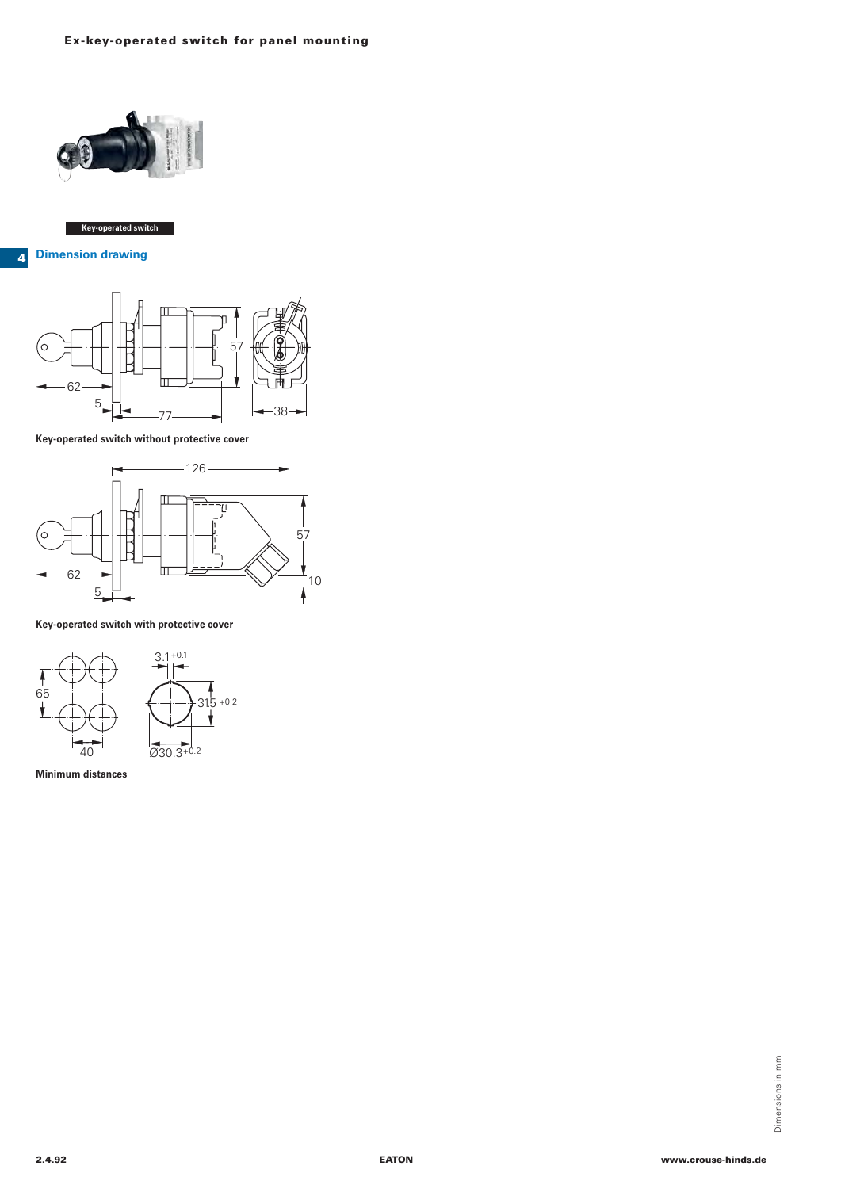## Ex-key-operated switch for panel mounting

Key-operated switch

## Dimension drawing

62
5
77
57
38

Key-operated switch without protective cover

126
57
62
5
10

Key-operated switch with protective cover

65
40
3.1 +0.1
31.5 +0.2
Ø30.3 +0.2

Minimum distances

Dimensions in mm